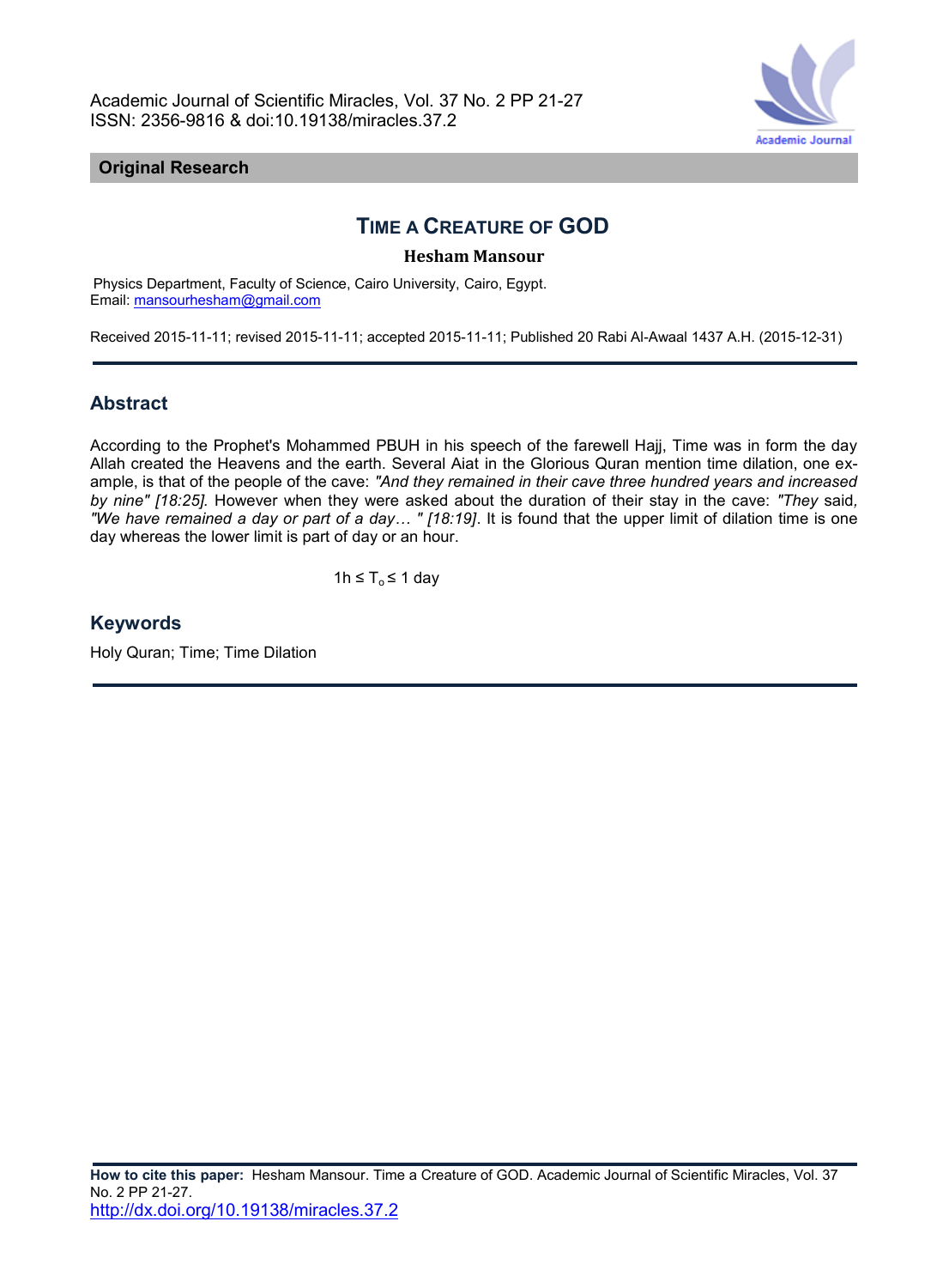**Original Research**

# TIME A CREATURE OF GOD

**Hesham Mansour**

Physics Department, Faculty of Science, Cairo University, Cairo, Egypt.
Email: mansourhesham@gmail.com

Received 2015-11-11; revised 2015-11-11; accepted 2015-11-11; Published 20 Rabi Al-Awaal 1437 A.H. (2015-12-31)

## Abstract

According to the Prophet's Mohammed PBUH in his speech of the farewell Hajj, Time was in form the day Allah created the Heavens and the earth. Several Aiat in the Glorious Quran mention time dilation, one example, is that of the people of the cave: *"And they remained in their cave three hundred years and increased by nine" [18:25].* However when they were asked about the duration of their stay in the cave: *"They* said*, "We have remained a day or part of a day… " [18:19]*. It is found that the upper limit of dilation time is one day whereas the lower limit is part of day or an hour.

$$1h \leq T_o \leq 1 \text{ day}$$

## Keywords

Holy Quran; Time; Time Dilation

**How to cite this paper:** Hesham Mansour. Time a Creature of GOD. Academic Journal of Scientific Miracles, Vol. 37 No. 2 PP 21-27.
http://dx.doi.org/10.19138/miracles.37.2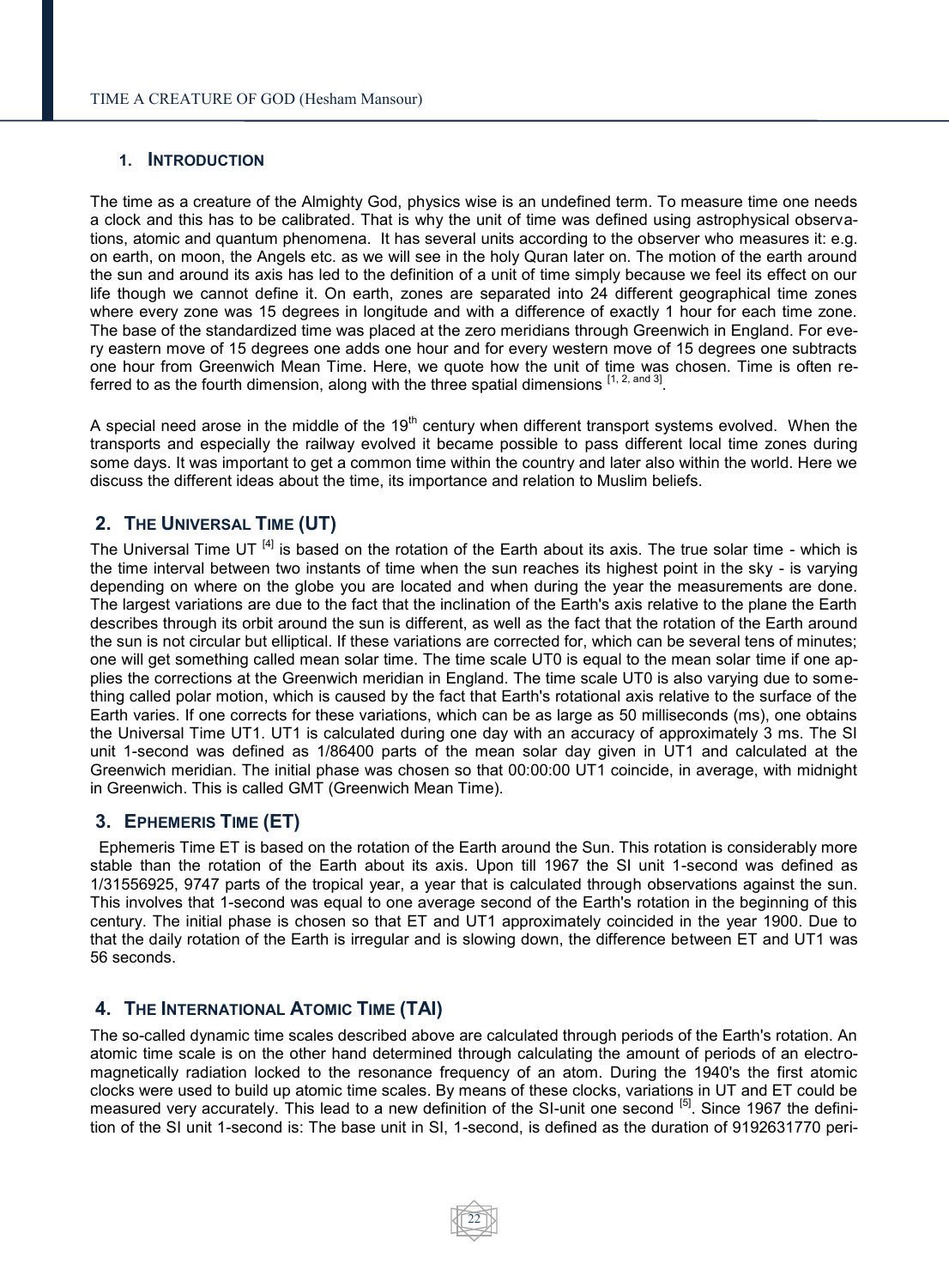## 1. Introduction

The time as a creature of the Almighty God, physics wise is an undefined term. To measure time one needs a clock and this has to be calibrated. That is why the unit of time was defined using astrophysical observations, atomic and quantum phenomena. It has several units according to the observer who measures it: e.g. on earth, on moon, the Angels etc. as we will see in the holy Quran later on. The motion of the earth around the sun and around its axis has led to the definition of a unit of time simply because we feel its effect on our life though we cannot define it. On earth, zones are separated into 24 different geographical time zones where every zone was 15 degrees in longitude and with a difference of exactly 1 hour for each time zone. The base of the standardized time was placed at the zero meridians through Greenwich in England. For every eastern move of 15 degrees one adds one hour and for every western move of 15 degrees one subtracts one hour from Greenwich Mean Time. Here, we quote how the unit of time was chosen. Time is often referred to as the fourth dimension, along with the three spatial dimensions [1, 2, and 3].

A special need arose in the middle of the 19th century when different transport systems evolved. When the transports and especially the railway evolved it became possible to pass different local time zones during some days. It was important to get a common time within the country and later also within the world. Here we discuss the different ideas about the time, its importance and relation to Muslim beliefs.

## 2. The Universal Time (UT)

The Universal Time UT [4] is based on the rotation of the Earth about its axis. The true solar time - which is the time interval between two instants of time when the sun reaches its highest point in the sky - is varying depending on where on the globe you are located and when during the year the measurements are done. The largest variations are due to the fact that the inclination of the Earth's axis relative to the plane the Earth describes through its orbit around the sun is different, as well as the fact that the rotation of the Earth around the sun is not circular but elliptical. If these variations are corrected for, which can be several tens of minutes; one will get something called mean solar time. The time scale UT0 is equal to the mean solar time if one applies the corrections at the Greenwich meridian in England. The time scale UT0 is also varying due to something called polar motion, which is caused by the fact that Earth's rotational axis relative to the surface of the Earth varies. If one corrects for these variations, which can be as large as 50 milliseconds (ms), one obtains the Universal Time UT1. UT1 is calculated during one day with an accuracy of approximately 3 ms. The SI unit 1-second was defined as 1/86400 parts of the mean solar day given in UT1 and calculated at the Greenwich meridian. The initial phase was chosen so that 00:00:00 UT1 coincide, in average, with midnight in Greenwich. This is called GMT (Greenwich Mean Time).

## 3. Ephemeris Time (ET)

Ephemeris Time ET is based on the rotation of the Earth around the Sun. This rotation is considerably more stable than the rotation of the Earth about its axis. Upon till 1967 the SI unit 1-second was defined as 1/31556925, 9747 parts of the tropical year, a year that is calculated through observations against the sun. This involves that 1-second was equal to one average second of the Earth's rotation in the beginning of this century. The initial phase is chosen so that ET and UT1 approximately coincided in the year 1900. Due to that the daily rotation of the Earth is irregular and is slowing down, the difference between ET and UT1 was 56 seconds.

## 4. The International Atomic Time (TAI)

The so-called dynamic time scales described above are calculated through periods of the Earth's rotation. An atomic time scale is on the other hand determined through calculating the amount of periods of an electromagnetically radiation locked to the resonance frequency of an atom. During the 1940's the first atomic clocks were used to build up atomic time scales. By means of these clocks, variations in UT and ET could be measured very accurately. This lead to a new definition of the SI-unit one second [5]. Since 1967 the definition of the SI unit 1-second is: The base unit in SI, 1-second, is defined as the duration of 9192631770 peri-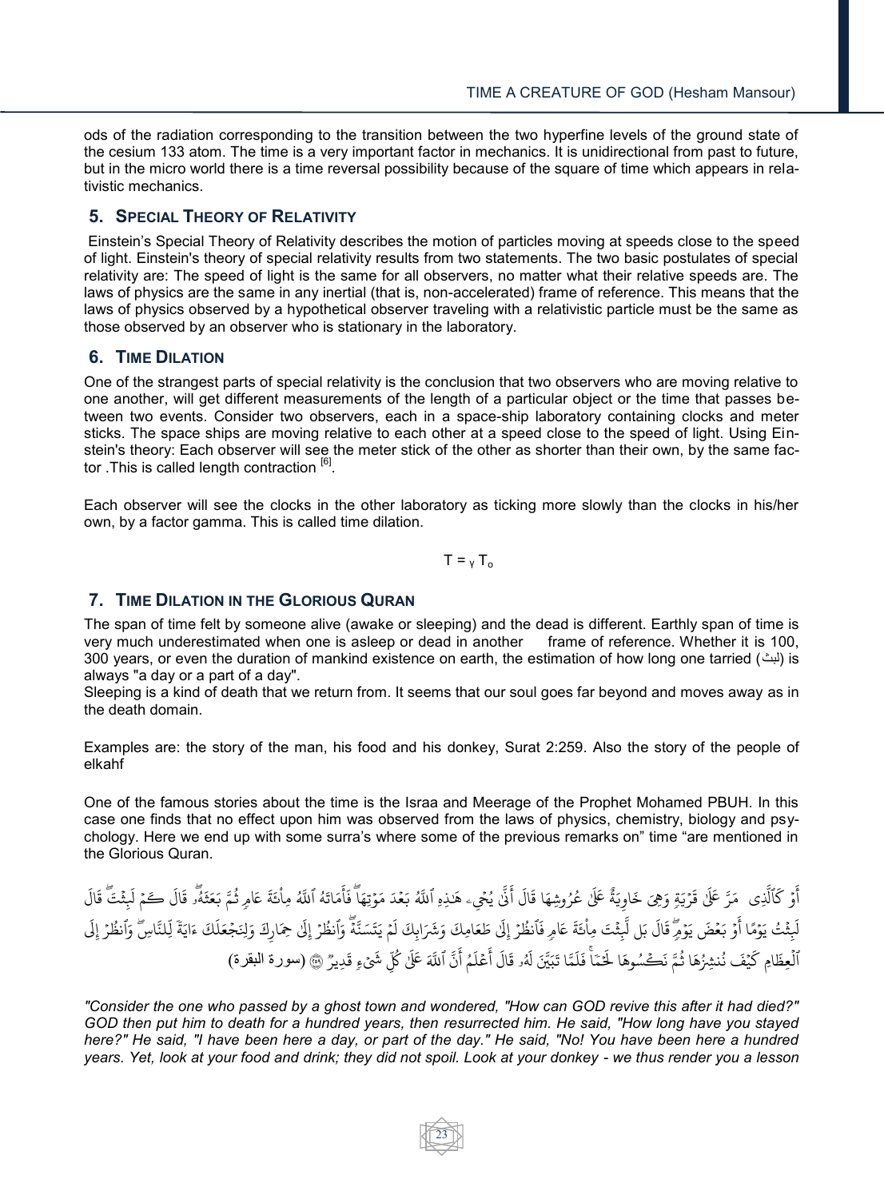ods of the radiation corresponding to the transition between the two hyperfine levels of the ground state of the cesium 133 atom. The time is a very important factor in mechanics. It is unidirectional from past to future, but in the micro world there is a time reversal possibility because of the square of time which appears in relativistic mechanics.

## 5. Special Theory of Relativity

Einstein's Special Theory of Relativity describes the motion of particles moving at speeds close to the speed of light. Einstein's theory of special relativity results from two statements. The two basic postulates of special relativity are: The speed of light is the same for all observers, no matter what their relative speeds are. The laws of physics are the same in any inertial (that is, non-accelerated) frame of reference. This means that the laws of physics observed by a hypothetical observer traveling with a relativistic particle must be the same as those observed by an observer who is stationary in the laboratory.

## 6. Time Dilation

One of the strangest parts of special relativity is the conclusion that two observers who are moving relative to one another, will get different measurements of the length of a particular object or the time that passes between two events. Consider two observers, each in a space-ship laboratory containing clocks and meter sticks. The space ships are moving relative to each other at a speed close to the speed of light. Using Einstein's theory: Each observer will see the meter stick of the other as shorter than their own, by the same factor .This is called length contraction [6].

Each observer will see the clocks in the other laboratory as ticking more slowly than the clocks in his/her own, by a factor gamma. This is called time dilation.

$$T = \gamma T_o$$

## 7. Time Dilation in the Glorious Quran

The span of time felt by someone alive (awake or sleeping) and the dead is different. Earthly span of time is very much underestimated when one is asleep or dead in another frame of reference. Whether it is 100, 300 years, or even the duration of mankind existence on earth, the estimation of how long one tarried (لبث) is always "a day or a part of a day".

Sleeping is a kind of death that we return from. It seems that our soul goes far beyond and moves away as in the death domain.

Examples are: the story of the man, his food and his donkey, Surat 2:259. Also the story of the people of elkahf

One of the famous stories about the time is the Israa and Meerage of the Prophet Mohamed PBUH. In this case one finds that no effect upon him was observed from the laws of physics, chemistry, biology and psychology. Here we end up with some surra's where some of the previous remarks on" time "are mentioned in the Glorious Quran.

أَوْ كَالَّذِى مَرَّ عَلَىٰ قَرْيَةٍ وَهِىَ خَاوِيَةٌ عَلَىٰ عُرُوشِهَا قَالَ أَنَّىٰ يُحْىِۦ هَٰذِهِ ٱللَّهُ بَعْدَ مَوْتِهَا ۖ فَأَمَاتَهُ ٱللَّهُ مِاْئَةَ عَامٍ ثُمَّ بَعَثَهُۥ ۖ قَالَ كَمْ لَبِثْتَ ۖ قَالَ لَبِثْتُ يَوْمًا أَوْ بَعْضَ يَوْمٍ ۖ قَالَ بَل لَّبِثْتَ مِاْئَةَ عَامٍ فَٱنظُرْ إِلَىٰ طَعَامِكَ وَشَرَابِكَ لَمْ يَتَسَنَّهْ ۖ وَٱنظُرْ إِلَىٰ حِمَارِكَ وَلِنَجْعَلَكَ ءَايَةً لِّلنَّاسِ ۖ وَٱنظُرْ إِلَى ٱلْعِظَامِ كَيْفَ نُنشِزُهَا ثُمَّ نَكْسُوهَا لَحْمًا ۚ فَلَمَّا تَبَيَّنَ لَهُۥ قَالَ أَعْلَمُ أَنَّ ٱللَّهَ عَلَىٰ كُلِّ شَىْءٍ قَدِيرٌ ﴿٢٥٩﴾ (سورة البقرة)

*"Consider the one who passed by a ghost town and wondered, "How can GOD revive this after it had died?" GOD then put him to death for a hundred years, then resurrected him. He said, "How long have you stayed here?" He said, "I have been here a day, or part of the day." He said, "No! You have been here a hundred years. Yet, look at your food and drink; they did not spoil. Look at your donkey - we thus render you a lesson*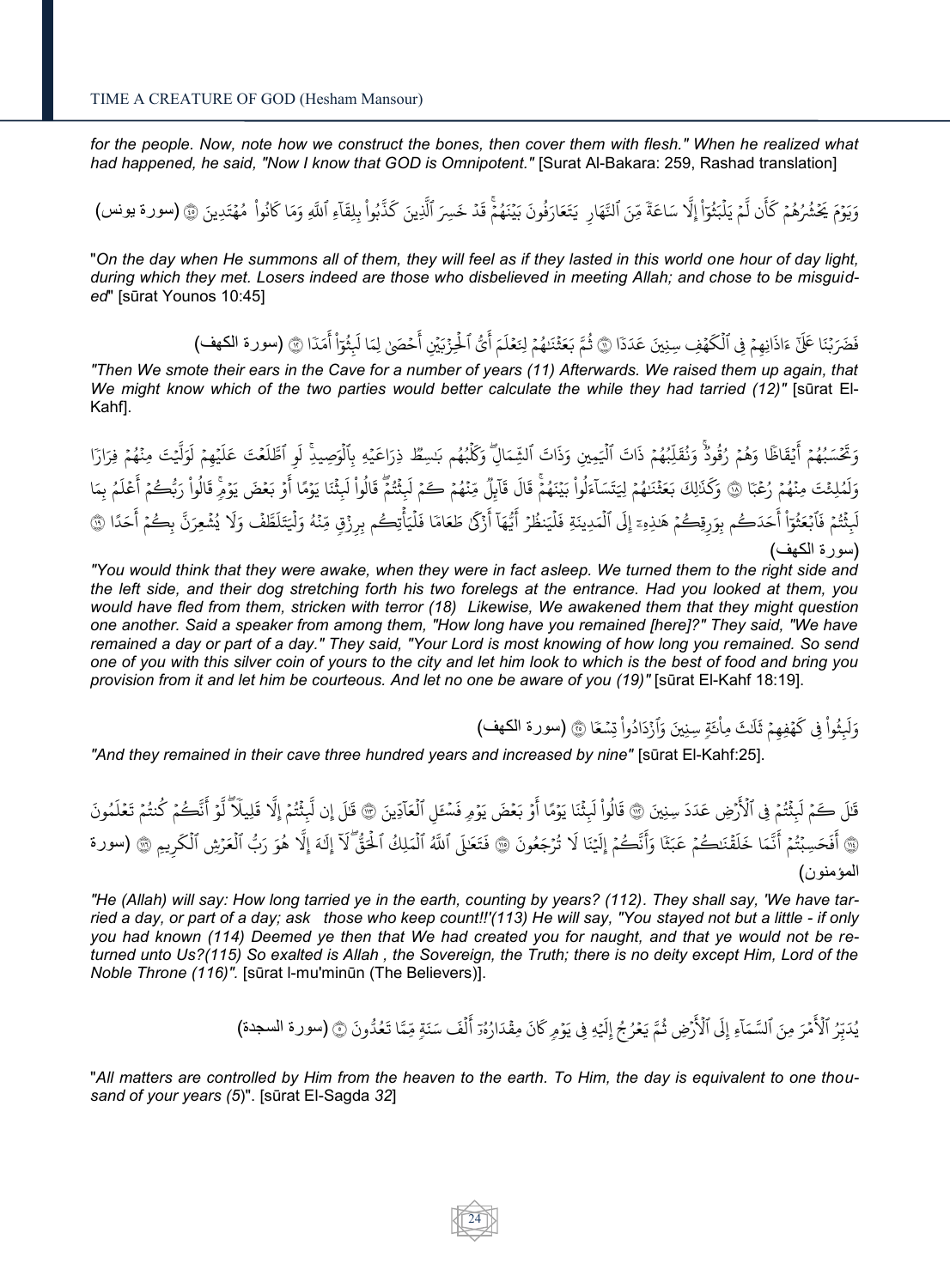*for the people. Now, note how we construct the bones, then cover them with flesh." When he realized what had happened, he said, "Now I know that GOD is Omnipotent."* [Surat Al-Bakara: 259, Rashad translation]

وَيَوْمَ يَحْشُرُهُمْ كَأَن لَّمْ يَلْبَثُوٓاْ إِلَّا سَاعَةً مِّنَ ٱلنَّهَارِ يَتَعَارَفُونَ بَيْنَهُمْۚ قَدْ خَسِرَ ٱلَّذِينَ كَذَّبُواْ بِلِقَآءِ ٱللَّهِ وَمَا كَانُواْ مُهْتَدِينَ ﴿٤٥﴾ (سورة يونس)

"*On the day when He summons all of them, they will feel as if they lasted in this world one hour of day light, during which they met. Losers indeed are those who disbelieved in meeting Allah; and chose to be misguided*" [sūrat Younos 10:45]

فَضَرَبْنَا عَلَىٰٓ ءَاذَانِهِمْ فِى ٱلْكَهْفِ سِنِينَ عَدَدًا ﴿١١﴾ ثُمَّ بَعَثْنَٰهُمْ لِنَعْلَمَ أَىُّ ٱلْحِزْبَيْنِ أَحْصَىٰ لِمَا لَبِثُوٓاْ أَمَدًا ﴿١٢﴾ (سورة الكهف)

*"Then We smote their ears in the Cave for a number of years (11) Afterwards. We raised them up again, that We might know which of the two parties would better calculate the while they had tarried (12)"* [sūrat El-Kahf].

وَتَحْسَبُهُمْ أَيْقَاظًا وَهُمْ رُقُودٌۚ وَنُقَلِّبُهُمْ ذَاتَ ٱلْيَمِينِ وَذَاتَ ٱلشِّمَالِۖ وَكَلْبُهُم بَٰسِطٌ ذِرَاعَيْهِ بِٱلْوَصِيدِۚ لَوِ ٱطَّلَعْتَ عَلَيْهِمْ لَوَلَّيْتَ مِنْهُمْ فِرَارًا وَلَمُلِئْتَ مِنْهُمْ رُعْبًا ﴿١٨﴾ وَكَذَٰلِكَ بَعَثْنَٰهُمْ لِيَتَسَآءَلُواْ بَيْنَهُمْۚ قَالَ قَآئِلٌ مِّنْهُمْ كَمْ لَبِثْتُمْۖ قَالُواْ لَبِثْنَا يَوْمًا أَوْ بَعْضَ يَوْمٍۚ قَالُواْ رَبُّكُمْ أَعْلَمُ بِمَا لَبِثْتُمْ فَٱبْعَثُوٓاْ أَحَدَكُم بِوَرِقِكُمْ هَٰذِهِۦٓ إِلَى ٱلْمَدِينَةِ فَلْيَنظُرْ أَيُّهَآ أَزْكَىٰ طَعَامًا فَلْيَأْتِكُم بِرِزْقٍ مِّنْهُ وَلْيَتَلَطَّفْ وَلَا يُشْعِرَنَّ بِكُمْ أَحَدًا ﴿١٩﴾ (سورة الكهف)

*"You would think that they were awake, when they were in fact asleep. We turned them to the right side and the left side, and their dog stretching forth his two forelegs at the entrance. Had you looked at them, you would have fled from them, stricken with terror (18) Likewise, We awakened them that they might question one another. Said a speaker from among them, "How long have you remained [here]?" They said, "We have remained a day or part of a day." They said, "Your Lord is most knowing of how long you remained. So send one of you with this silver coin of yours to the city and let him look to which is the best of food and bring you provision from it and let him be courteous. And let no one be aware of you (19)"* [sūrat El-Kahf 18:19].

وَلَبِثُواْ فِى كَهْفِهِمْ ثَلَٰثَ مِاْئَةٍ سِنِينَ وَٱزْدَادُواْ تِسْعًا ﴿٢٥﴾ (سورة الكهف)

*"And they remained in their cave three hundred years and increased by nine"* [sūrat El-Kahf:25].

قَٰلَ كَمْ لَبِثْتُمْ فِى ٱلْأَرْضِ عَدَدَ سِنِينَ ﴿١١٢﴾ قَالُواْ لَبِثْنَا يَوْمًا أَوْ بَعْضَ يَوْمٍ فَسْـَٔلِ ٱلْعَآدِّينَ ﴿١١٣﴾ قَٰلَ إِن لَّبِثْتُمْ إِلَّا قَلِيلًاۖ لَّوْ أَنَّكُمْ كُنتُمْ تَعْلَمُونَ ﴿١١٤﴾ أَفَحَسِبْتُمْ أَنَّمَا خَلَقْنَٰكُمْ عَبَثًا وَأَنَّكُمْ إِلَيْنَا لَا تُرْجَعُونَ ﴿١١٥﴾ فَتَعَٰلَى ٱللَّهُ ٱلْمَلِكُ ٱلْحَقُّۖ لَآ إِلَٰهَ إِلَّا هُوَ رَبُّ ٱلْعَرْشِ ٱلْكَرِيمِ ﴿١١٦﴾ (سورة المؤمنون)

*"He (Allah) will say: How long tarried ye in the earth, counting by years? (112). They shall say, 'We have tarried a day, or part of a day; ask those who keep count!!'(113) He will say, "You stayed not but a little - if only you had known (114) Deemed ye then that We had created you for naught, and that ye would not be returned unto Us?(115) So exalted is Allah , the Sovereign, the Truth; there is no deity except Him, Lord of the Noble Throne (116)".* [sūrat l-mu'minūn (The Believers)].

يُدَبِّرُ ٱلْأَمْرَ مِنَ ٱلسَّمَآءِ إِلَى ٱلْأَرْضِ ثُمَّ يَعْرُجُ إِلَيْهِ فِى يَوْمٍ كَانَ مِقْدَارُهُۥٓ أَلْفَ سَنَةٍ مِّمَّا تَعُدُّونَ ﴿٥﴾ (سورة السجدة)

"*All matters are controlled by Him from the heaven to the earth. To Him, the day is equivalent to one thousand of your years (5)*". [sūrat El-Sagda *32*]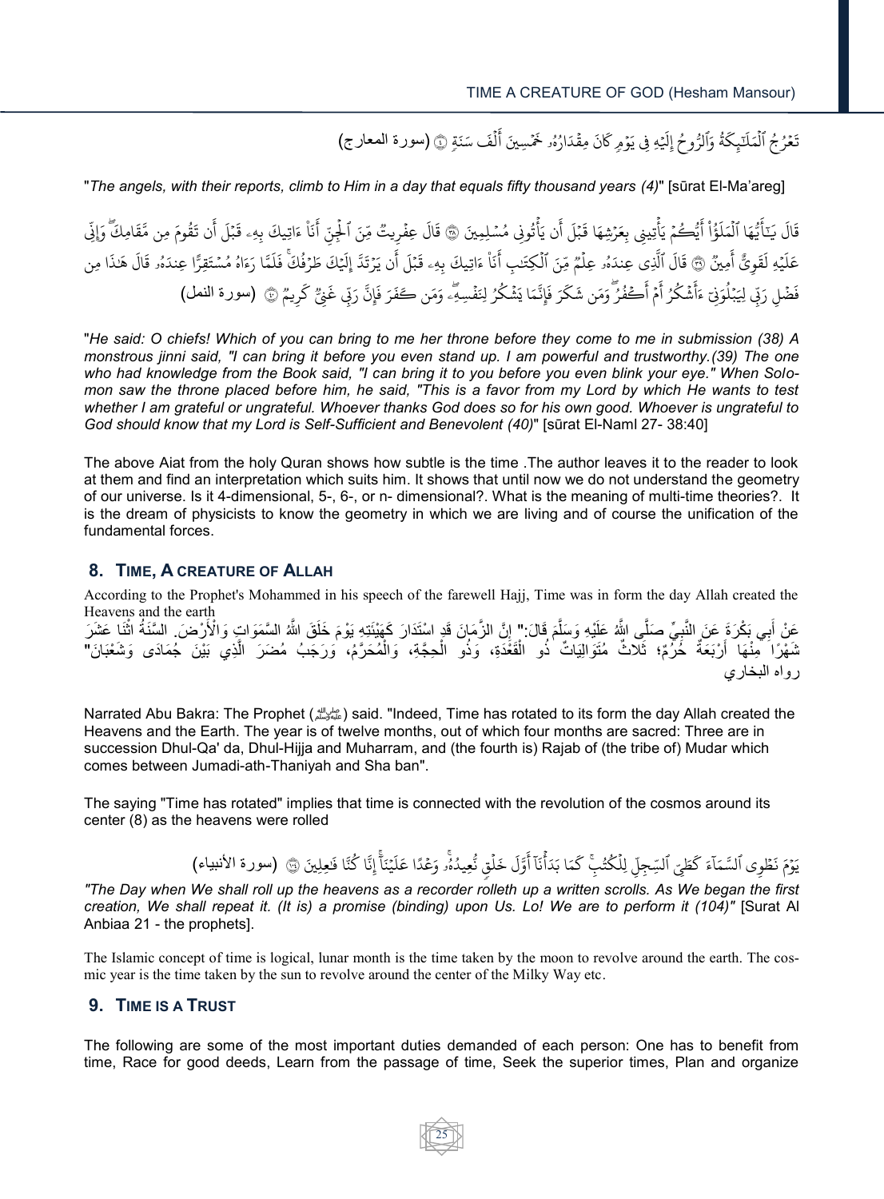تَعۡرُجُ ٱلۡمَلَـٰٓئِكَةُ وَٱلرُّوحُ إِلَيۡهِ فِى يَوۡمٍ۬ كَانَ مِقۡدَارُهُ ۥ خَمۡسِينَ أَلۡفَ سَنَةٍ۬ ﴿٤﴾ (سورة المعارج)

"*The angels, with their reports, climb to Him in a day that equals fifty thousand years (4)*" [sūrat El-Ma'areg]

قَالَ يَـٰٓأَيُّہَا ٱلۡمَلَؤُاْ أَيُّكُمۡ يَأۡتِينِى بِعَرۡشِهَا قَبۡلَ أَن يَأۡتُونِى مُسۡلِمِينَ ﴿٣٨﴾ قَالَ عِفۡرِيتٌ۬ مِّنَ ٱلۡجِنِّ أَنَا۟ ءَاتِيكَ بِهِۦ قَبۡلَ أَن تَقُومَ مِن مَّقَامِكَ‌ۖ وَإِنِّى عَلَيۡهِ لَقَوِىٌّ أَمِينٌ۬ ﴿٣٩﴾ قَالَ ٱلَّذِى عِندَهُ ۥ عِلۡمٌ۬ مِّنَ ٱلۡكِتَـٰبِ أَنَا۟ ءَاتِيكَ بِهِۦ قَبۡلَ أَن يَرۡتَدَّ إِلَيۡكَ طَرۡفُكَ‌ۚ فَلَمَّا رَءَاهُ مُسۡتَقِرًّا عِندَهُ ۥ قَالَ هَـٰذَا مِن فَضۡلِ رَبِّى لِيَبۡلُوَنِىٓ ءَأَشۡڪُرُ أَمۡ أَڪۡفُرُ‌ۖ وَمَن شَكَرَ فَإِنَّمَا يَشۡكُرُ لِنَفۡسِهِۦ‌ۖ وَمَن ڪَفَرَ فَإِنَّ رَبِّى غَنِىٌّ۬ كَرِيمٌ۬ ﴿٤٠﴾ (سورة النمل)

"*He said: O chiefs! Which of you can bring to me her throne before they come to me in submission (38) A monstrous jinni said, "I can bring it before you even stand up. I am powerful and trustworthy.(39) The one who had knowledge from the Book said, "I can bring it to you before you even blink your eye." When Solomon saw the throne placed before him, he said, "This is a favor from my Lord by which He wants to test whether I am grateful or ungrateful. Whoever thanks God does so for his own good. Whoever is ungrateful to God should know that my Lord is Self-Sufficient and Benevolent (40)*" [sūrat El-Naml 27- 38:40]

The above Aiat from the holy Quran shows how subtle is the time .The author leaves it to the reader to look at them and find an interpretation which suits him. It shows that until now we do not understand the geometry of our universe. Is it 4-dimensional, 5-, 6-, or n- dimensional?. What is the meaning of multi-time theories?. It is the dream of physicists to know the geometry in which we are living and of course the unification of the fundamental forces.

## 8. Time, a Creature of Allah

According to the Prophet's Mohammed in his speech of the farewell Hajj, Time was in form the day Allah created the Heavens and the earth

عَنْ أَبِي بَكْرَةَ عَنِ النَّبِيِّ صَلَّى اللَّهُ عَلَيْهِ وَسَلَّمَ قَالَ:" إِنَّ الزَّمَانَ قَدِ اسْتَدَارَ كَهَيْئَتِهِ يَوْمَ خَلَقَ اللَّهُ السَّمَوَاتِ وَالْأَرْضَ. السَّنَةُ اثْنَا عَشَرَ شَهْرًا مِنْهَا أَرْبَعَةٌ حُرُمٌ؛ ثَلَاثٌ مُتَوَالِيَاتٌ ذُو الْقَعْدَةِ، وَذُو الْحِجَّةِ، وَالْمُحَرَّمُ، وَرَجَبُ مُضَرَ الَّذِي بَيْنَ جُمَادَى وَشَعْبَانَ" رواه البخاري

Narrated Abu Bakra: The Prophet (ﷺ) said. "Indeed, Time has rotated to its form the day Allah created the Heavens and the Earth. The year is of twelve months, out of which four months are sacred: Three are in succession Dhul-Qa' da, Dhul-Hijja and Muharram, and (the fourth is) Rajab of (the tribe of) Mudar which comes between Jumadi-ath-Thaniyah and Sha ban".

The saying "Time has rotated" implies that time is connected with the revolution of the cosmos around its center (8) as the heavens were rolled

يَوۡمَ نَطۡوِى ٱلسَّمَآءَ كَطَىِّ ٱلسِّجِلِّ لِلۡكُتُبِ‌ۚ كَمَا بَدَأۡنَآ أَوَّلَ خَلۡقٍ۬ نُّعِيدُهُ ۥ‌ۚ وَعۡدًا عَلَيۡنَآ‌ۚ إِنَّا كُنَّا فَـٰعِلِينَ ﴿١٠٤﴾ (سورة الأنبياء)

*"The Day when We shall roll up the heavens as a recorder rolleth up a written scrolls. As We began the first creation, We shall repeat it. (It is) a promise (binding) upon Us. Lo! We are to perform it (104)"* [Surat Al Anbiaa 21 - the prophets].

The Islamic concept of time is logical, lunar month is the time taken by the moon to revolve around the earth. The cosmic year is the time taken by the sun to revolve around the center of the Milky Way etc.

## 9. Time is a Trust

The following are some of the most important duties demanded of each person: One has to benefit from time, Race for good deeds, Learn from the passage of time, Seek the superior times, Plan and organize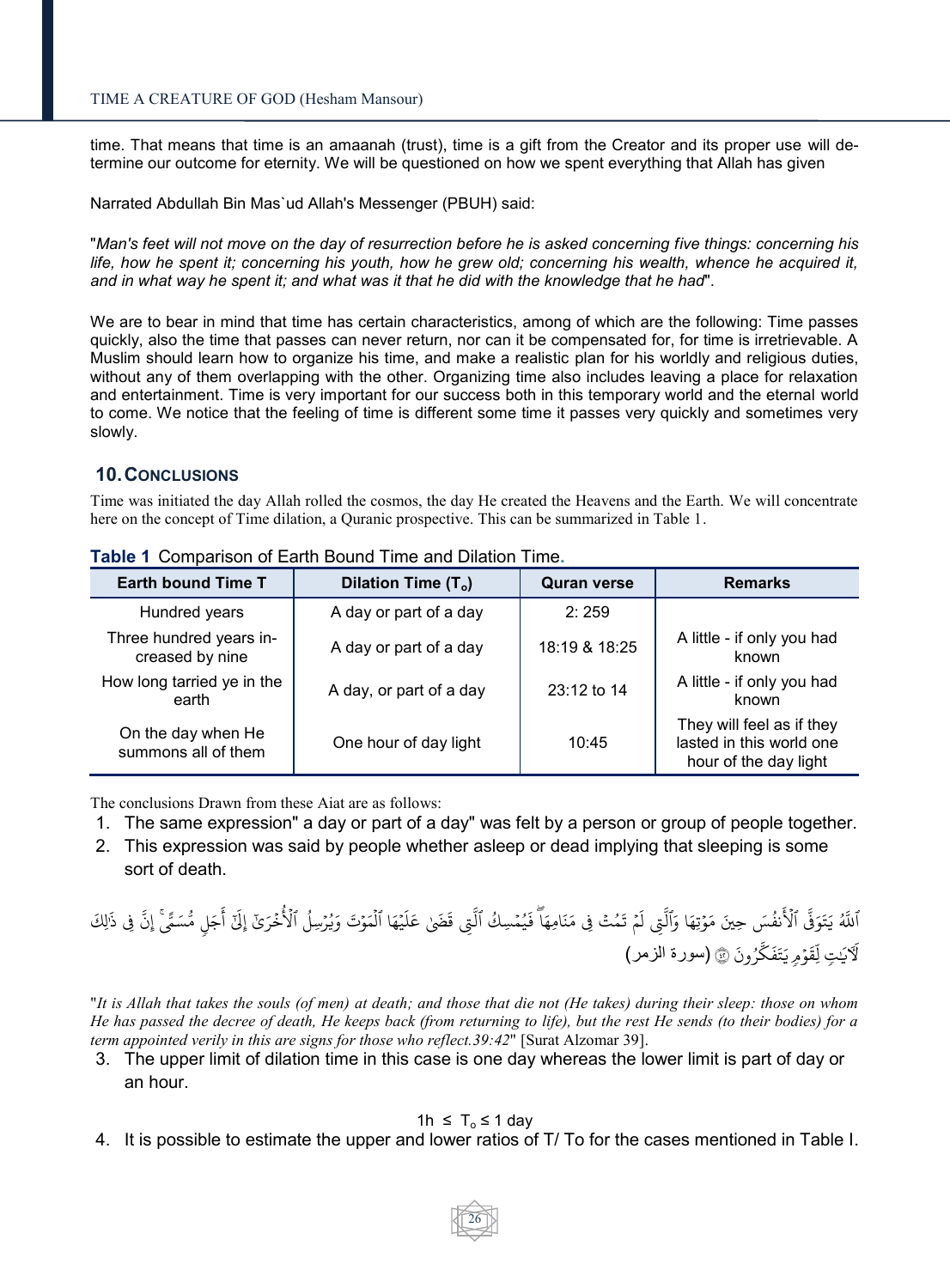time. That means that time is an amaanah (trust), time is a gift from the Creator and its proper use will determine our outcome for eternity. We will be questioned on how we spent everything that Allah has given

Narrated Abdullah Bin Mas`ud Allah's Messenger (PBUH) said:

"*Man's feet will not move on the day of resurrection before he is asked concerning five things: concerning his life, how he spent it; concerning his youth, how he grew old; concerning his wealth, whence he acquired it, and in what way he spent it; and what was it that he did with the knowledge that he had*".

We are to bear in mind that time has certain characteristics, among of which are the following: Time passes quickly, also the time that passes can never return, nor can it be compensated for, for time is irretrievable. A Muslim should learn how to organize his time, and make a realistic plan for his worldly and religious duties, without any of them overlapping with the other. Organizing time also includes leaving a place for relaxation and entertainment. Time is very important for our success both in this temporary world and the eternal world to come. We notice that the feeling of time is different some time it passes very quickly and sometimes very slowly.

## 10. Conclusions

Time was initiated the day Allah rolled the cosmos, the day He created the Heavens and the Earth. We will concentrate here on the concept of Time dilation, a Quranic prospective. This can be summarized in Table 1.

**Table 1** Comparison of Earth Bound Time and Dilation Time.

| Earth bound Time T | Dilation Time ($T_o$) | Quran verse | Remarks |
|---|---|---|---|
| Hundred years | A day or part of a day | 2: 259 | |
| Three hundred years increased by nine | A day or part of a day | 18:19 & 18:25 | A little - if only you had known |
| How long tarried ye in the earth | A day, or part of a day | 23:12 to 14 | A little - if only you had known |
| On the day when He summons all of them | One hour of day light | 10:45 | They will feel as if they lasted in this world one hour of the day light |

The conclusions Drawn from these Aiat are as follows:

1. The same expression" a day or part of a day" was felt by a person or group of people together.
2. This expression was said by people whether asleep or dead implying that sleeping is some sort of death.

ٱللَّهُ يَتَوَفَّى ٱلْأَنفُسَ حِينَ مَوْتِهَا وَٱلَّتِي لَمْ تَمُتْ فِي مَنَامِهَا ۖ فَيُمْسِكُ ٱلَّتِي قَضَىٰ عَلَيْهَا ٱلْمَوْتَ وَيُرْسِلُ ٱلْأُخْرَىٰٓ إِلَىٰٓ أَجَلٍ مُّسَمًّى ۚ إِنَّ فِي ذَٰلِكَ لَءَايَٰتٍ لِّقَوْمٍ يَتَفَكَّرُونَ ﴿٤٢﴾ (سورة الزمر)

"*It is Allah that takes the souls (of men) at death; and those that die not (He takes) during their sleep: those on whom He has passed the decree of death, He keeps back (from returning to life), but the rest He sends (to their bodies) for a term appointed verily in this are signs for those who reflect.39:42*" [Surat Alzomar 39].

3. The upper limit of dilation time in this case is one day whereas the lower limit is part of day or an hour.

$$1h \leq T_o \leq 1 \text{ day}$$

4. It is possible to estimate the upper and lower ratios of T/ To for the cases mentioned in Table I.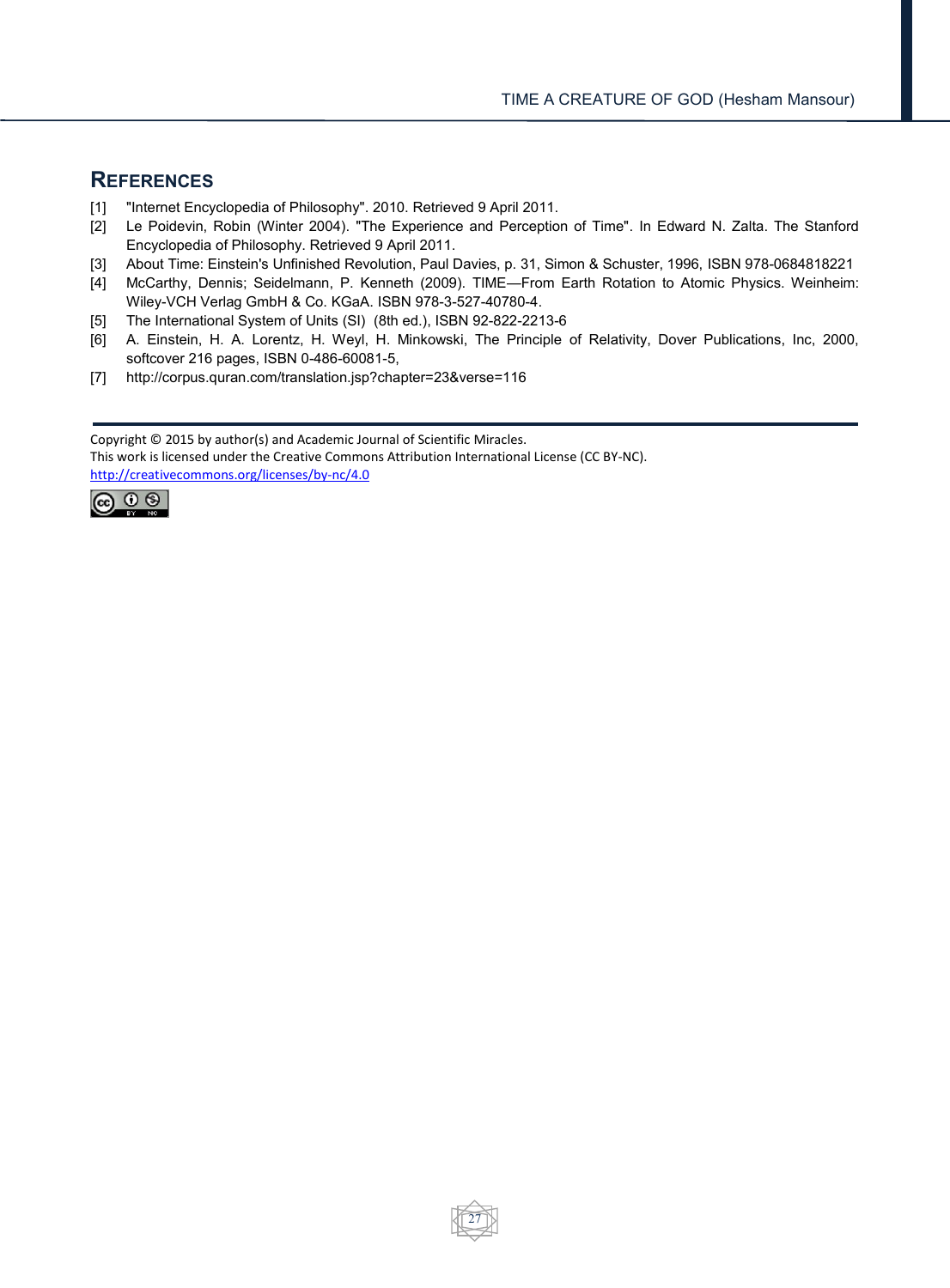## REFERENCES

[1] "Internet Encyclopedia of Philosophy". 2010. Retrieved 9 April 2011.

[2] Le Poidevin, Robin (Winter 2004). "The Experience and Perception of Time". In Edward N. Zalta. The Stanford Encyclopedia of Philosophy. Retrieved 9 April 2011.

[3] About Time: Einstein's Unfinished Revolution, Paul Davies, p. 31, Simon & Schuster, 1996, ISBN 978-0684818221

[4] McCarthy, Dennis; Seidelmann, P. Kenneth (2009). TIME—From Earth Rotation to Atomic Physics. Weinheim: Wiley-VCH Verlag GmbH & Co. KGaA. ISBN 978-3-527-40780-4.

[5] The International System of Units (SI) (8th ed.), ISBN 92-822-2213-6

[6] A. Einstein, H. A. Lorentz, H. Weyl, H. Minkowski, The Principle of Relativity, Dover Publications, Inc, 2000, softcover 216 pages, ISBN 0-486-60081-5,

[7] http://corpus.quran.com/translation.jsp?chapter=23&verse=116

---

Copyright © 2015 by author(s) and Academic Journal of Scientific Miracles.
This work is licensed under the Creative Commons Attribution International License (CC BY-NC).
http://creativecommons.org/licenses/by-nc/4.0